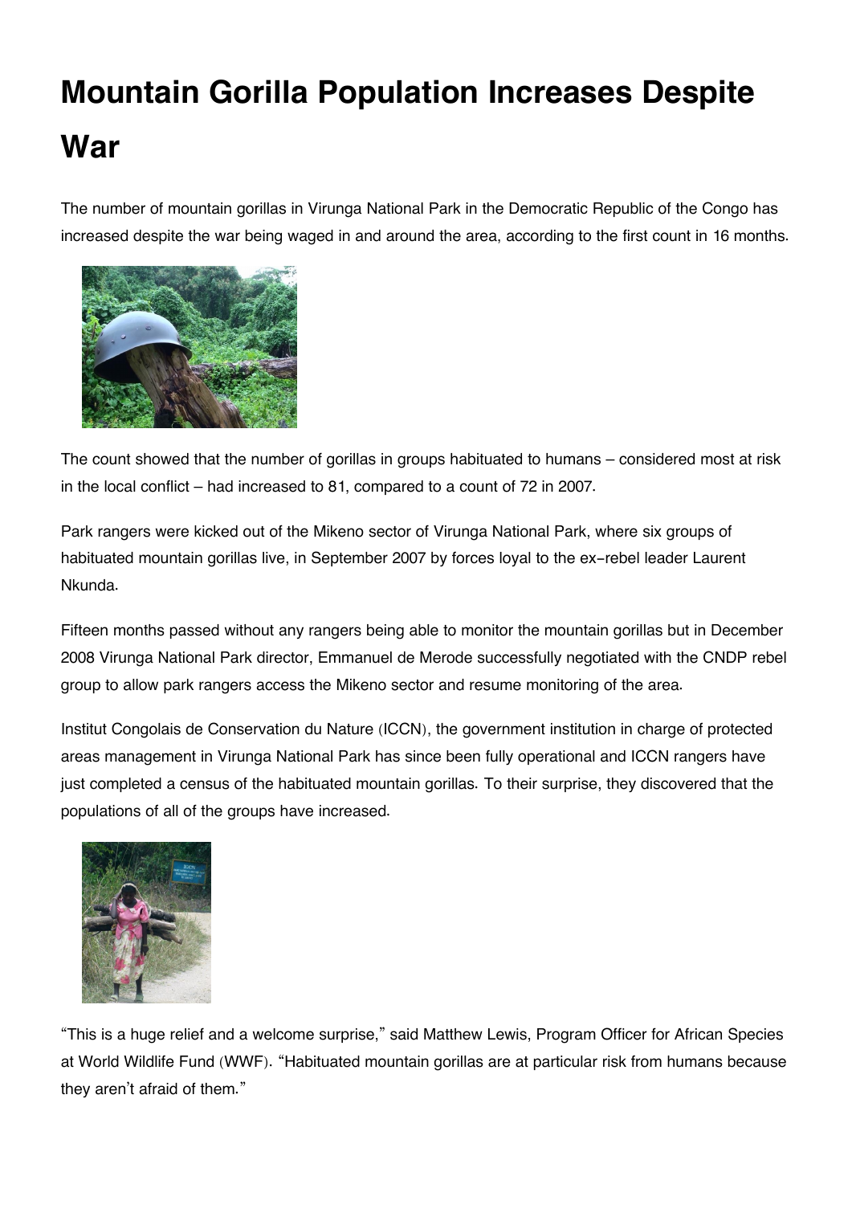# Mountain Gorilla Population Increases Despite War

The number of mountain gorillas in Virunga National Park in the Democratic Republic of the Congo has increased despite the war being waged in and around the area, according to the first count in 16 months.

The count showed that the number of gorillas in groups habituated to humans – considered most at risk in the local conflict – had increased to 81, compared to a count of 72 in 2007.

Park rangers were kicked out of the Mikeno sector of Virunga National Park, where six groups of habituated mountain gorillas live, in September 2007 by forces loyal to the ex-rebel leader Laurent Nkunda.

Fifteen months passed without any rangers being able to monitor the mountain gorillas but in December 2008 Virunga National Park director, Emmanuel de Merode successfully negotiated with the CNDP rebel group to allow park rangers access the Mikeno sector and resume monitoring of the area.

Institut Congolais de Conservation du Nature (ICCN), the government institution in charge of protected areas management in Virunga National Park has since been fully operational and ICCN rangers have just completed a census of the habituated mountain gorillas. To their surprise, they discovered that the populations of all of the groups have increased.

“This is a huge relief and a welcome surprise,” said Matthew Lewis, Program Officer for African Species at World Wildlife Fund (WWF). “Habituated mountain gorillas are at particular risk from humans because they aren’t afraid of them.”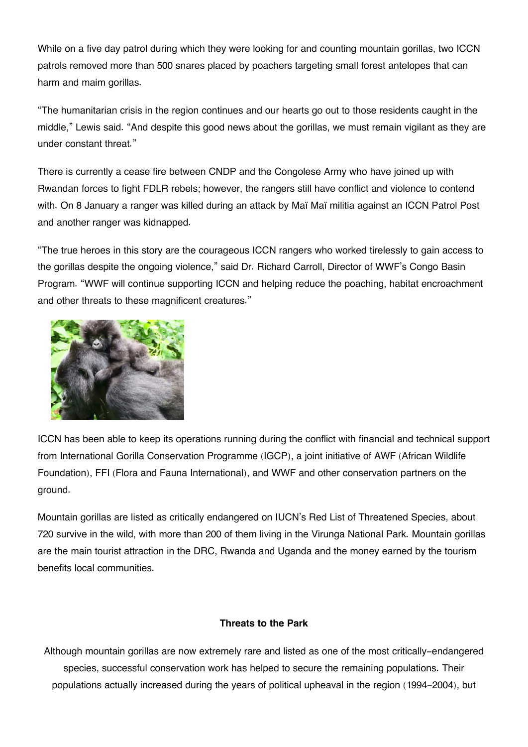While on a five day patrol during which they were looking for and counting mountain gorillas, two ICCN patrols removed more than 500 snares placed by poachers targeting small forest antelopes that can harm and maim gorillas.

"The humanitarian crisis in the region continues and our hearts go out to those residents caught in the middle," Lewis said. "And despite this good news about the gorillas, we must remain vigilant as they are under constant threat."

There is currently a cease fire between CNDP and the Congolese Army who have joined up with Rwandan forces to fight FDLR rebels; however, the rangers still have conflict and violence to contend with. On 8 January a ranger was killed during an attack by Maï Maï militia against an ICCN Patrol Post and another ranger was kidnapped.

"The true heroes in this story are the courageous ICCN rangers who worked tirelessly to gain access to the gorillas despite the ongoing violence," said Dr. Richard Carroll, Director of WWF's Congo Basin Program. "WWF will continue supporting ICCN and helping reduce the poaching, habitat encroachment and other threats to these magnificent creatures."

ICCN has been able to keep its operations running during the conflict with financial and technical support from International Gorilla Conservation Programme (IGCP), a joint initiative of AWF (African Wildlife Foundation), FFI (Flora and Fauna International), and WWF and other conservation partners on the ground.

Mountain gorillas are listed as critically endangered on IUCN's Red List of Threatened Species, about 720 survive in the wild, with more than 200 of them living in the Virunga National Park. Mountain gorillas are the main tourist attraction in the DRC, Rwanda and Uganda and the money earned by the tourism benefits local communities.

**Threats to the Park**

Although mountain gorillas are now extremely rare and listed as one of the most critically-endangered species, successful conservation work has helped to secure the remaining populations. Their populations actually increased during the years of political upheaval in the region (1994-2004), but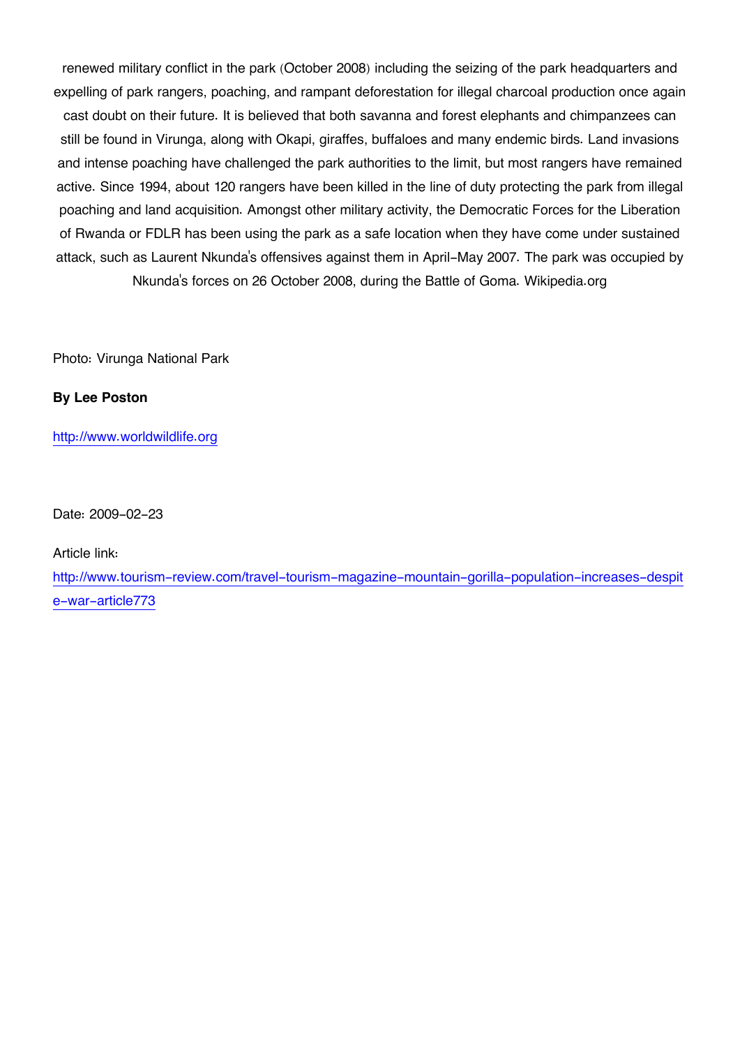renewed military conflict in the park (October 2008) including the seizing of the park headquarters and expelling of park rangers, poaching, and rampant deforestation for illegal charcoal production once again cast doubt on their future. It is believed that both savanna and forest elephants and chimpanzees can still be found in Virunga, along with Okapi, giraffes, buffaloes and many endemic birds. Land invasions and intense poaching have challenged the park authorities to the limit, but most rangers have remained active. Since 1994, about 120 rangers have been killed in the line of duty protecting the park from illegal poaching and land acquisition. Amongst other military activity, the Democratic Forces for the Liberation of Rwanda or FDLR has been using the park as a safe location when they have come under sustained attack, such as Laurent Nkunda's offensives against them in April-May 2007. The park was occupied by Nkunda's forces on 26 October 2008, during the Battle of Goma. Wikipedia.org

Photo: Virunga National Park

**By Lee Poston**

http://www.worldwildlife.org

Date: 2009-02-23

Article link:
http://www.tourism-review.com/travel-tourism-magazine-mountain-gorilla-population-increases-despite-war-article773